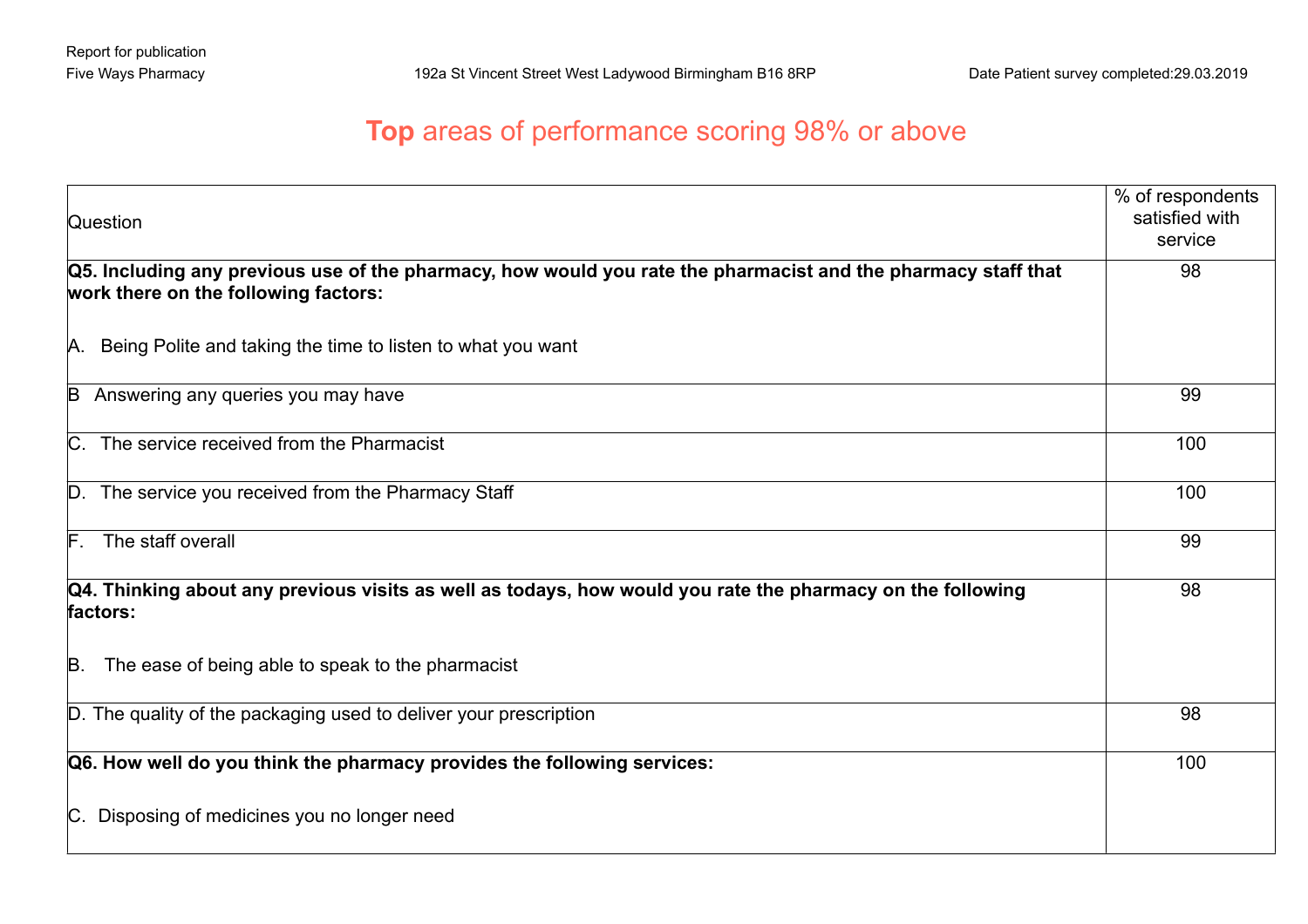Report for publication

Five Ways Pharmacy 192a St Vincent Street West Ladywood Birmingham B16 8RP Date Patient survey completed:29.03.2019

# **Top** areas of performance scoring 98% or above

| Question | % of respondents satisfied with service |
|---|---|
| **Q5. Including any previous use of the pharmacy, how would you rate the pharmacist and the pharmacy staff that work there on the following factors:**<br><br>A. Being Polite and taking the time to listen to what you want | 98 |
| B Answering any queries you may have | 99 |
| C. The service received from the Pharmacist | 100 |
| D. The service you received from the Pharmacy Staff | 100 |
| F. The staff overall | 99 |
| **Q4. Thinking about any previous visits as well as todays, how would you rate the pharmacy on the following factors:**<br><br>B. The ease of being able to speak to the pharmacist | 98 |
| D. The quality of the packaging used to deliver your prescription | 98 |
| **Q6. How well do you think the pharmacy provides the following services:**<br><br>C. Disposing of medicines you no longer need | 100 |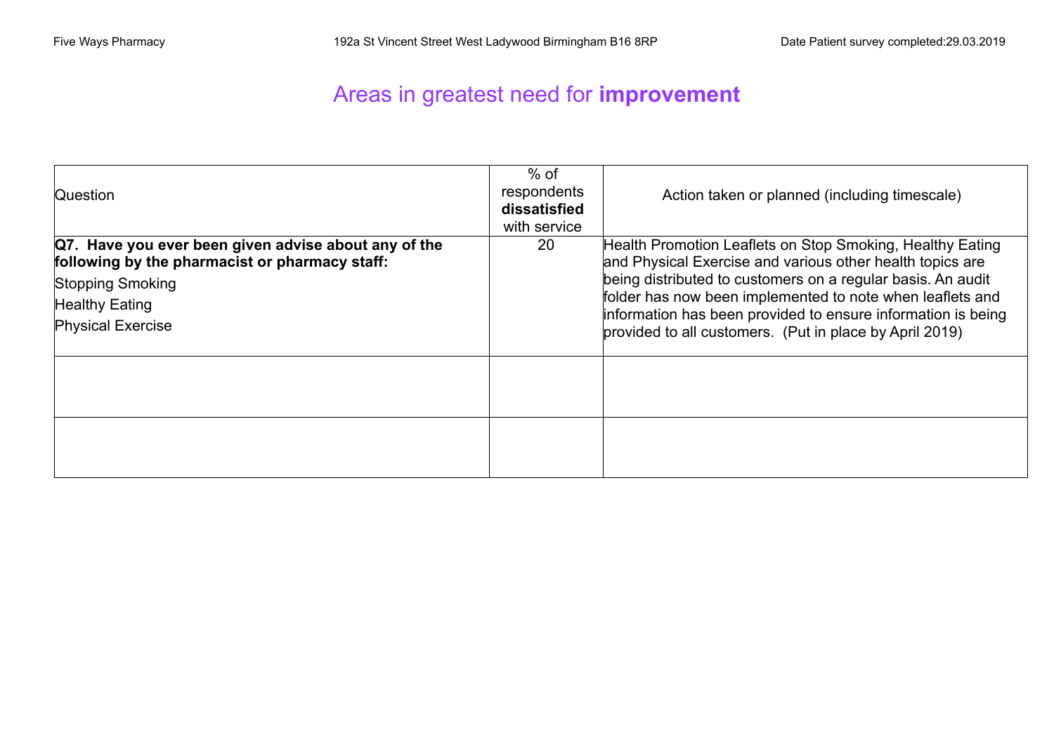Five Ways Pharmacy 192a St Vincent Street West Ladywood Birmingham B16 8RP Date Patient survey completed:29.03.2019

# Areas in greatest need for **improvement**

| Question | % of respondents **dissatisfied** with service | Action taken or planned (including timescale) |
|---|---|---|
| **Q7. Have you ever been given advise about any of the following by the pharmacist or pharmacy staff:** Stopping Smoking, Healthy Eating, Physical Exercise | 20 | Health Promotion Leaflets on Stop Smoking, Healthy Eating and Physical Exercise and various other health topics are being distributed to customers on a regular basis. An audit folder has now been implemented to note when leaflets and information has been provided to ensure information is being provided to all customers. (Put in place by April 2019) |
| | | |
| | | |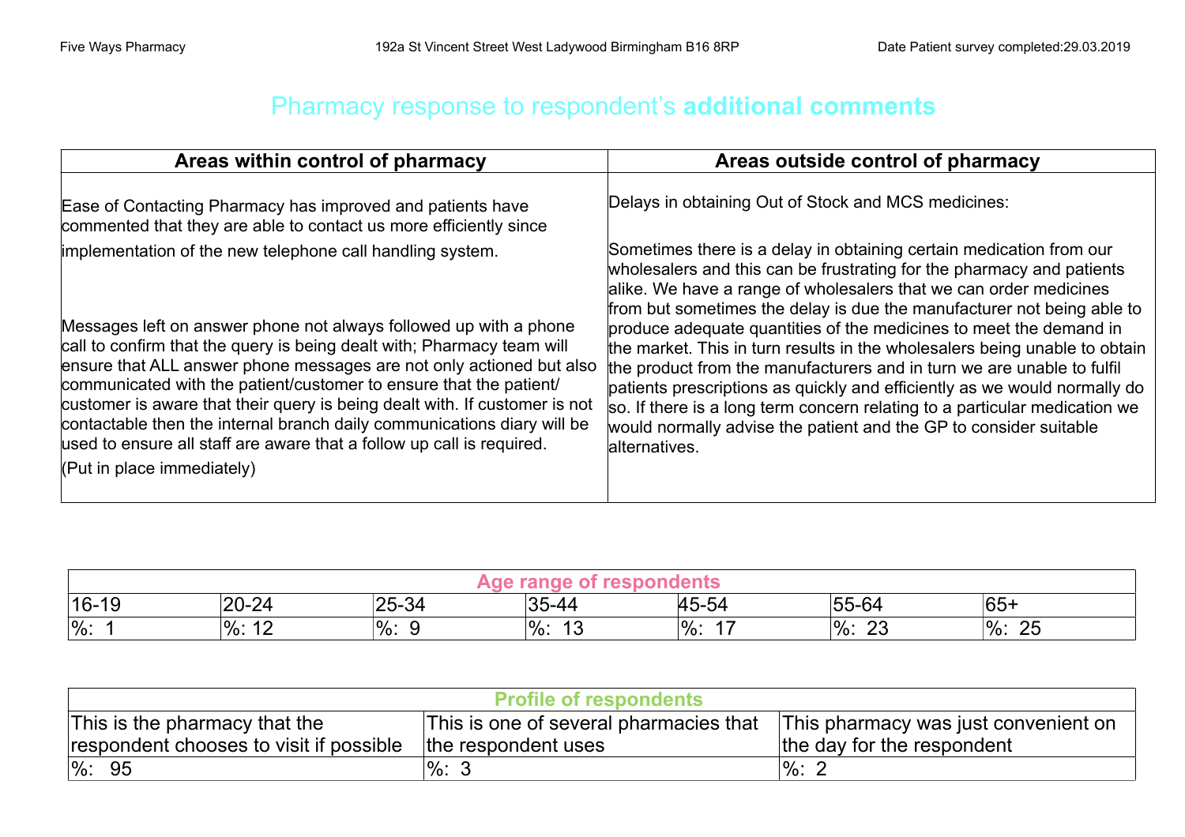# Pharmacy response to respondent's **additional comments**

| Areas within control of pharmacy | Areas outside control of pharmacy |
| --- | --- |
| Ease of Contacting Pharmacy has improved and patients have commented that they are able to contact us more efficiently since implementation of the new telephone call handling system.<br><br>Messages left on answer phone not always followed up with a phone call to confirm that the query is being dealt with; Pharmacy team will ensure that ALL answer phone messages are not only actioned but also communicated with the patient/customer to ensure that the patient/customer is aware that their query is being dealt with. If customer is not contactable then the internal branch daily communications diary will be used to ensure all staff are aware that a follow up call is required.<br>(Put in place immediately) | Delays in obtaining Out of Stock and MCS medicines:<br><br>Sometimes there is a delay in obtaining certain medication from our wholesalers and this can be frustrating for the pharmacy and patients alike. We have a range of wholesalers that we can order medicines from but sometimes the delay is due the manufacturer not being able to produce adequate quantities of the medicines to meet the demand in the market. This in turn results in the wholesalers being unable to obtain the product from the manufacturers and in turn we are unable to fulfil patients prescriptions as quickly and efficiently as we would normally do so. If there is a long term concern relating to a particular medication we would normally advise the patient and the GP to consider suitable alternatives. |

| Age range of respondents | | | | | | |
| --- | --- | --- | --- | --- | --- | --- |
| 16-19 | 20-24 | 25-34 | 35-44 | 45-54 | 55-64 | 65+ |
| %: 1 | %: 12 | %: 9 | %: 13 | %: 17 | %: 23 | %: 25 |

| Profile of respondents | | |
| --- | --- | --- |
| This is the pharmacy that the respondent chooses to visit if possible | This is one of several pharmacies that the respondent uses | This pharmacy was just convenient on the day for the respondent |
| %: 95 | %: 3 | %: 2 |